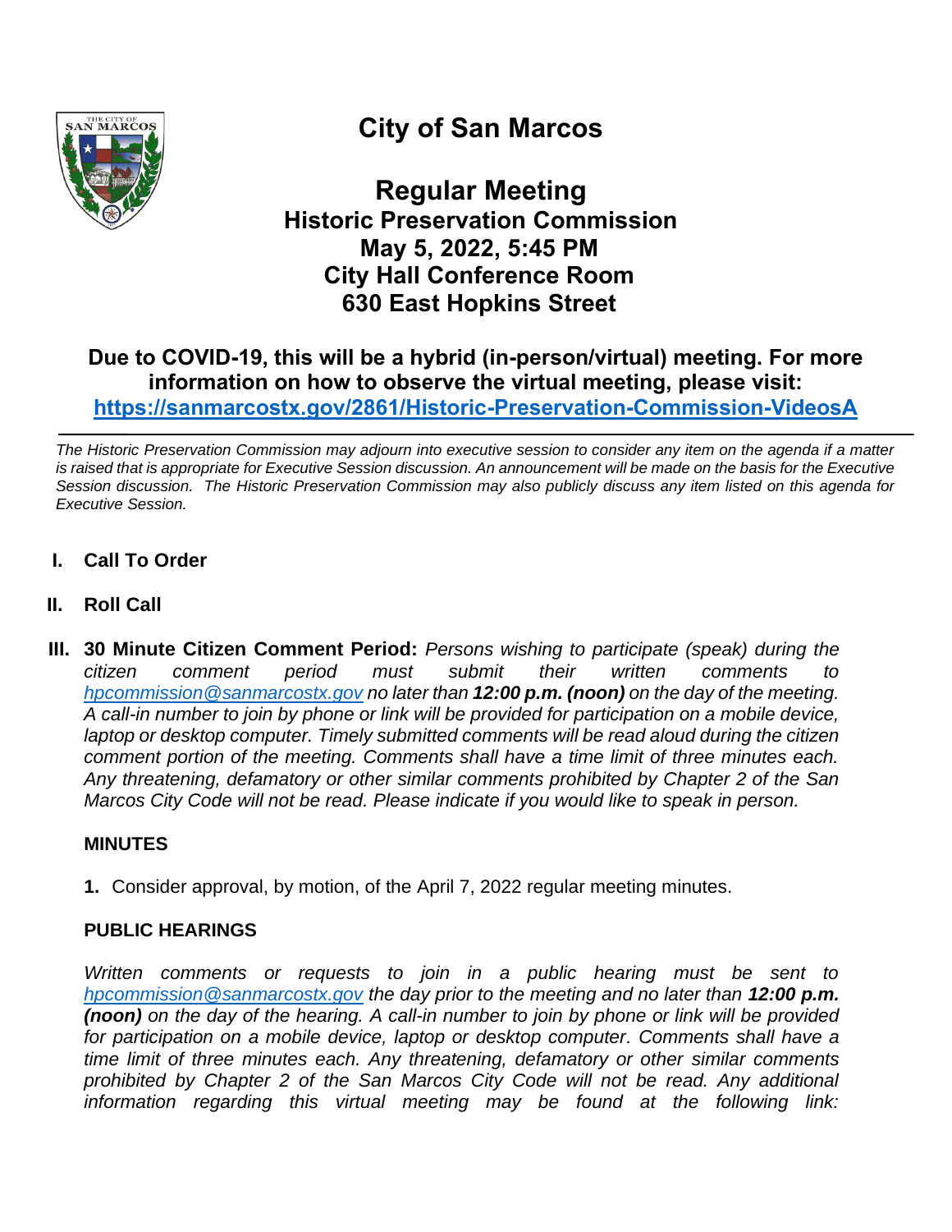# City of San Marcos

## Regular Meeting
## Historic Preservation Commission
## May 5, 2022, 5:45 PM
## City Hall Conference Room
## 630 East Hopkins Street

**Due to COVID-19, this will be a hybrid (in-person/virtual) meeting. For more information on how to observe the virtual meeting, please visit: https://sanmarcostx.gov/2861/Historic-Preservation-Commission-VideosA**

---

*The Historic Preservation Commission may adjourn into executive session to consider any item on the agenda if a matter is raised that is appropriate for Executive Session discussion. An announcement will be made on the basis for the Executive Session discussion. The Historic Preservation Commission may also publicly discuss any item listed on this agenda for Executive Session.*

**I. Call To Order**

**II. Roll Call**

**III. 30 Minute Citizen Comment Period:** *Persons wishing to participate (speak) during the citizen comment period must submit their written comments to hpcommission@sanmarcostx.gov no later than* ***12:00 p.m. (noon)*** *on the day of the meeting. A call-in number to join by phone or link will be provided for participation on a mobile device, laptop or desktop computer. Timely submitted comments will be read aloud during the citizen comment portion of the meeting. Comments shall have a time limit of three minutes each. Any threatening, defamatory or other similar comments prohibited by Chapter 2 of the San Marcos City Code will not be read. Please indicate if you would like to speak in person.*

**MINUTES**

**1.** Consider approval, by motion, of the April 7, 2022 regular meeting minutes.

**PUBLIC HEARINGS**

*Written comments or requests to join in a public hearing must be sent to hpcommission@sanmarcostx.gov the day prior to the meeting and no later than* ***12:00 p.m. (noon)*** *on the day of the hearing. A call-in number to join by phone or link will be provided for participation on a mobile device, laptop or desktop computer. Comments shall have a time limit of three minutes each. Any threatening, defamatory or other similar comments prohibited by Chapter 2 of the San Marcos City Code will not be read. Any additional information regarding this virtual meeting may be found at the following link:*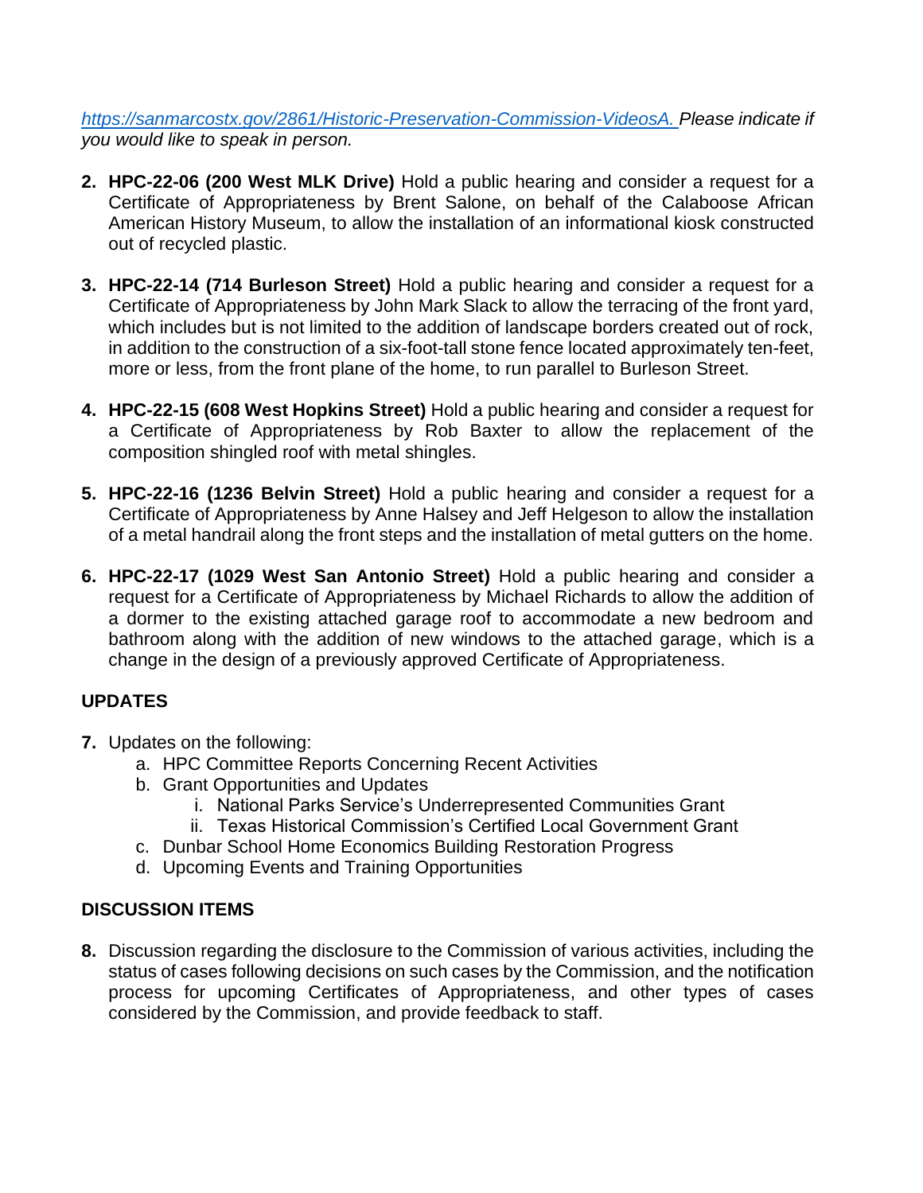*[https://sanmarcostx.gov/2861/Historic-Preservation-Commission-VideosA.](https://sanmarcostx.gov/2861/Historic-Preservation-Commission-VideosA.) Please indicate if you would like to speak in person.*

2. **HPC-22-06 (200 West MLK Drive)** Hold a public hearing and consider a request for a Certificate of Appropriateness by Brent Salone, on behalf of the Calaboose African American History Museum, to allow the installation of an informational kiosk constructed out of recycled plastic.

3. **HPC-22-14 (714 Burleson Street)** Hold a public hearing and consider a request for a Certificate of Appropriateness by John Mark Slack to allow the terracing of the front yard, which includes but is not limited to the addition of landscape borders created out of rock, in addition to the construction of a six-foot-tall stone fence located approximately ten-feet, more or less, from the front plane of the home, to run parallel to Burleson Street.

4. **HPC-22-15 (608 West Hopkins Street)** Hold a public hearing and consider a request for a Certificate of Appropriateness by Rob Baxter to allow the replacement of the composition shingled roof with metal shingles.

5. **HPC-22-16 (1236 Belvin Street)** Hold a public hearing and consider a request for a Certificate of Appropriateness by Anne Halsey and Jeff Helgeson to allow the installation of a metal handrail along the front steps and the installation of metal gutters on the home.

6. **HPC-22-17 (1029 West San Antonio Street)** Hold a public hearing and consider a request for a Certificate of Appropriateness by Michael Richards to allow the addition of a dormer to the existing attached garage roof to accommodate a new bedroom and bathroom along with the addition of new windows to the attached garage, which is a change in the design of a previously approved Certificate of Appropriateness.

**UPDATES**

7. Updates on the following:
    a. HPC Committee Reports Concerning Recent Activities
    b. Grant Opportunities and Updates
        i. National Parks Service's Underrepresented Communities Grant
        ii. Texas Historical Commission's Certified Local Government Grant
    c. Dunbar School Home Economics Building Restoration Progress
    d. Upcoming Events and Training Opportunities

**DISCUSSION ITEMS**

8. Discussion regarding the disclosure to the Commission of various activities, including the status of cases following decisions on such cases by the Commission, and the notification process for upcoming Certificates of Appropriateness, and other types of cases considered by the Commission, and provide feedback to staff.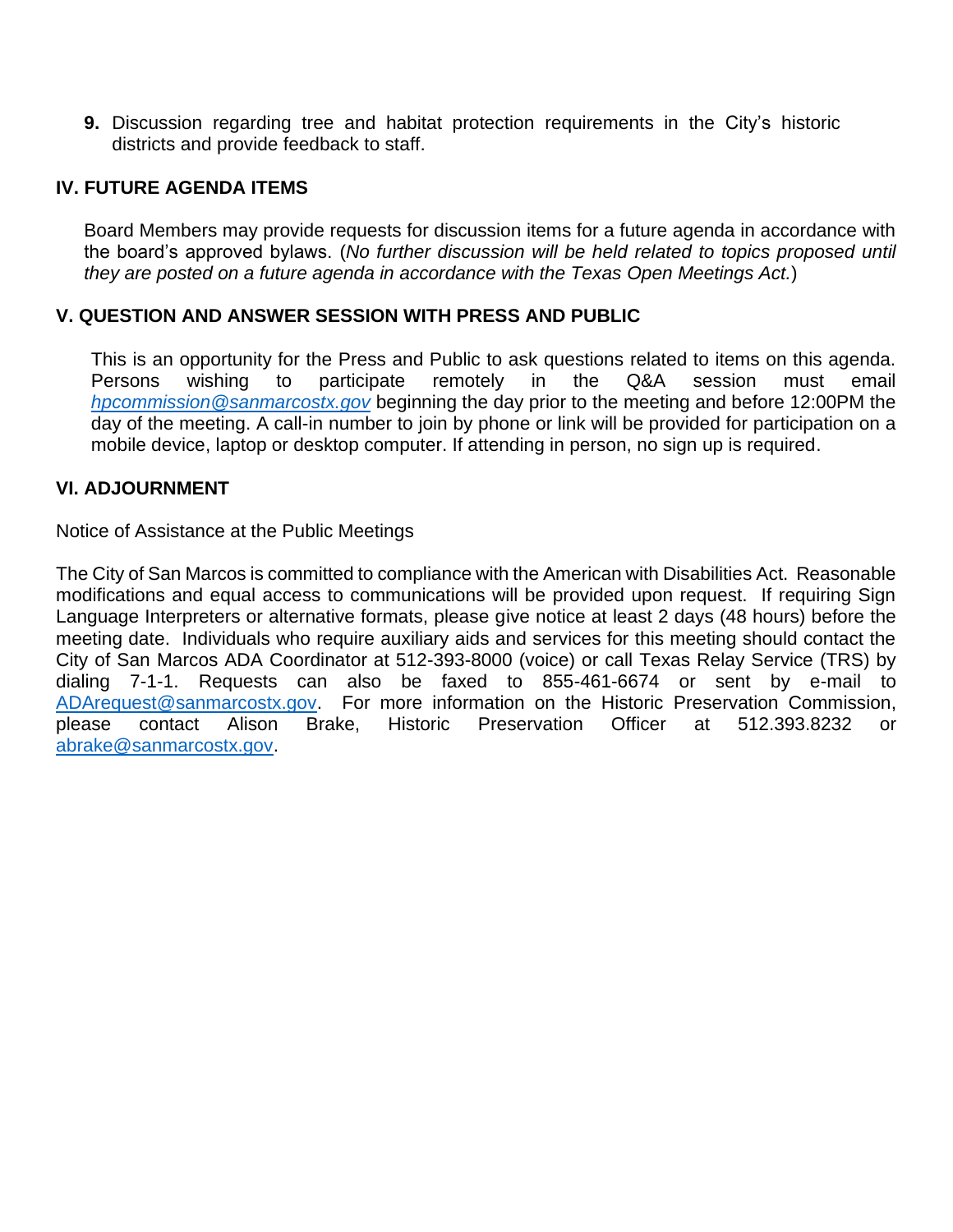9. Discussion regarding tree and habitat protection requirements in the City's historic districts and provide feedback to staff.

## IV. FUTURE AGENDA ITEMS

Board Members may provide requests for discussion items for a future agenda in accordance with the board's approved bylaws. (*No further discussion will be held related to topics proposed until they are posted on a future agenda in accordance with the Texas Open Meetings Act.*)

## V. QUESTION AND ANSWER SESSION WITH PRESS AND PUBLIC

This is an opportunity for the Press and Public to ask questions related to items on this agenda. Persons wishing to participate remotely in the Q&A session must email *hpcommission@sanmarcostx.gov* beginning the day prior to the meeting and before 12:00PM the day of the meeting. A call-in number to join by phone or link will be provided for participation on a mobile device, laptop or desktop computer. If attending in person, no sign up is required.

## VI. ADJOURNMENT

Notice of Assistance at the Public Meetings

The City of San Marcos is committed to compliance with the American with Disabilities Act. Reasonable modifications and equal access to communications will be provided upon request. If requiring Sign Language Interpreters or alternative formats, please give notice at least 2 days (48 hours) before the meeting date. Individuals who require auxiliary aids and services for this meeting should contact the City of San Marcos ADA Coordinator at 512-393-8000 (voice) or call Texas Relay Service (TRS) by dialing 7-1-1. Requests can also be faxed to 855-461-6674 or sent by e-mail to ADArequest@sanmarcostx.gov. For more information on the Historic Preservation Commission, please contact Alison Brake, Historic Preservation Officer at 512.393.8232 or abrake@sanmarcostx.gov.